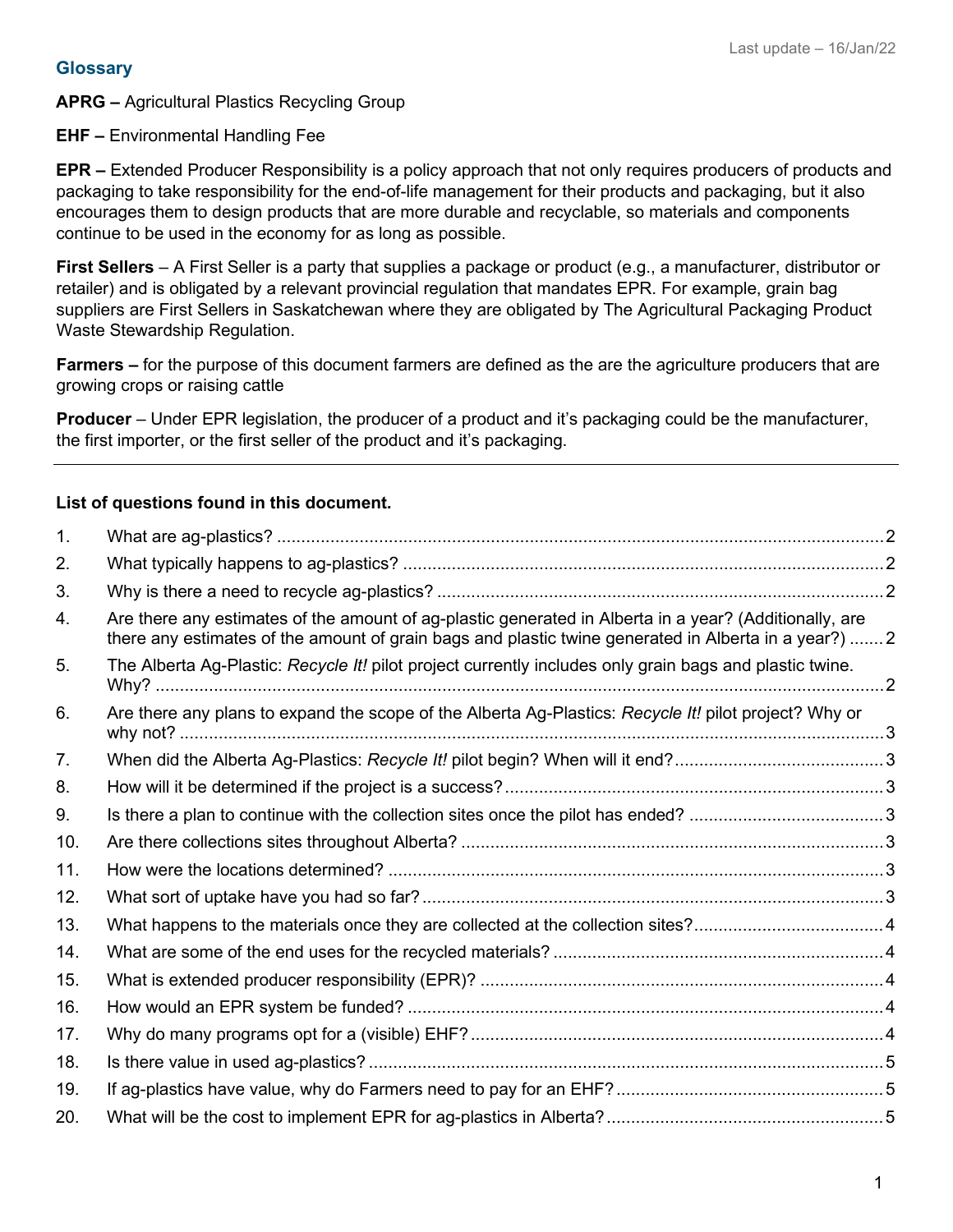Last update – 16/Jan/22

## Glossary

**APRG –** Agricultural Plastics Recycling Group

**EHF –** Environmental Handling Fee

**EPR –** Extended Producer Responsibility is a policy approach that not only requires producers of products and packaging to take responsibility for the end-of-life management for their products and packaging, but it also encourages them to design products that are more durable and recyclable, so materials and components continue to be used in the economy for as long as possible.

**First Sellers** – A First Seller is a party that supplies a package or product (e.g., a manufacturer, distributor or retailer) and is obligated by a relevant provincial regulation that mandates EPR. For example, grain bag suppliers are First Sellers in Saskatchewan where they are obligated by The Agricultural Packaging Product Waste Stewardship Regulation.

**Farmers –** for the purpose of this document farmers are defined as the are the agriculture producers that are growing crops or raising cattle

**Producer** – Under EPR legislation, the producer of a product and it's packaging could be the manufacturer, the first importer, or the first seller of the product and it's packaging.

---

**List of questions found in this document.**

1. What are ag-plastics? ..... 2
2. What typically happens to ag-plastics? ..... 2
3. Why is there a need to recycle ag-plastics? ..... 2
4. Are there any estimates of the amount of ag-plastic generated in Alberta in a year? (Additionally, are there any estimates of the amount of grain bags and plastic twine generated in Alberta in a year?) ..... 2
5. The Alberta Ag-Plastic: *Recycle It!* pilot project currently includes only grain bags and plastic twine. Why? ..... 2
6. Are there any plans to expand the scope of the Alberta Ag-Plastics: *Recycle It!* pilot project? Why or why not? ..... 3
7. When did the Alberta Ag-Plastics: *Recycle It!* pilot begin? When will it end? ..... 3
8. How will it be determined if the project is a success? ..... 3
9. Is there a plan to continue with the collection sites once the pilot has ended? ..... 3
10. Are there collections sites throughout Alberta? ..... 3
11. How were the locations determined? ..... 3
12. What sort of uptake have you had so far? ..... 3
13. What happens to the materials once they are collected at the collection sites? ..... 4
14. What are some of the end uses for the recycled materials? ..... 4
15. What is extended producer responsibility (EPR)? ..... 4
16. How would an EPR system be funded? ..... 4
17. Why do many programs opt for a (visible) EHF? ..... 4
18. Is there value in used ag-plastics? ..... 5
19. If ag-plastics have value, why do Farmers need to pay for an EHF? ..... 5
20. What will be the cost to implement EPR for ag-plastics in Alberta? ..... 5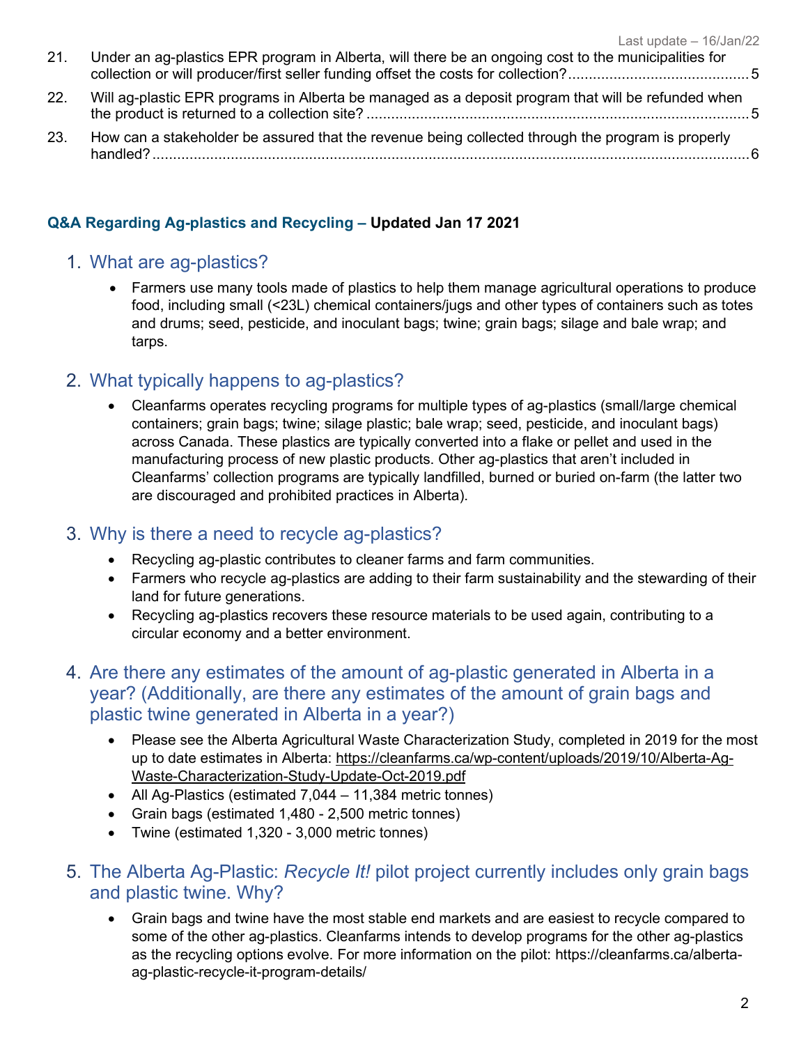21. Under an ag-plastics EPR program in Alberta, will there be an ongoing cost to the municipalities for collection or will producer/first seller funding offset the costs for collection? ........................................... 5
22. Will ag-plastic EPR programs in Alberta be managed as a deposit program that will be refunded when the product is returned to a collection site? ............................................................................................ 5
23. How can a stakeholder be assured that the revenue being collected through the program is properly handled? .............................................................................................................................................. 6

**Q&A Regarding Ag-plastics and Recycling – Updated Jan 17 2021**

## 1. What are ag-plastics?

- Farmers use many tools made of plastics to help them manage agricultural operations to produce food, including small (<23L) chemical containers/jugs and other types of containers such as totes and drums; seed, pesticide, and inoculant bags; twine; grain bags; silage and bale wrap; and tarps.

## 2. What typically happens to ag-plastics?

- Cleanfarms operates recycling programs for multiple types of ag-plastics (small/large chemical containers; grain bags; twine; silage plastic; bale wrap; seed, pesticide, and inoculant bags) across Canada. These plastics are typically converted into a flake or pellet and used in the manufacturing process of new plastic products. Other ag-plastics that aren't included in Cleanfarms' collection programs are typically landfilled, burned or buried on-farm (the latter two are discouraged and prohibited practices in Alberta).

## 3. Why is there a need to recycle ag-plastics?

- Recycling ag-plastic contributes to cleaner farms and farm communities.
- Farmers who recycle ag-plastics are adding to their farm sustainability and the stewarding of their land for future generations.
- Recycling ag-plastics recovers these resource materials to be used again, contributing to a circular economy and a better environment.

## 4. Are there any estimates of the amount of ag-plastic generated in Alberta in a year? (Additionally, are there any estimates of the amount of grain bags and plastic twine generated in Alberta in a year?)

- Please see the Alberta Agricultural Waste Characterization Study, completed in 2019 for the most up to date estimates in Alberta: https://cleanfarms.ca/wp-content/uploads/2019/10/Alberta-Ag-Waste-Characterization-Study-Update-Oct-2019.pdf
- All Ag-Plastics (estimated 7,044 – 11,384 metric tonnes)
- Grain bags (estimated 1,480 - 2,500 metric tonnes)
- Twine (estimated 1,320 - 3,000 metric tonnes)

## 5. The Alberta Ag-Plastic: *Recycle It!* pilot project currently includes only grain bags and plastic twine. Why?

- Grain bags and twine have the most stable end markets and are easiest to recycle compared to some of the other ag-plastics. Cleanfarms intends to develop programs for the other ag-plastics as the recycling options evolve. For more information on the pilot: https://cleanfarms.ca/alberta-ag-plastic-recycle-it-program-details/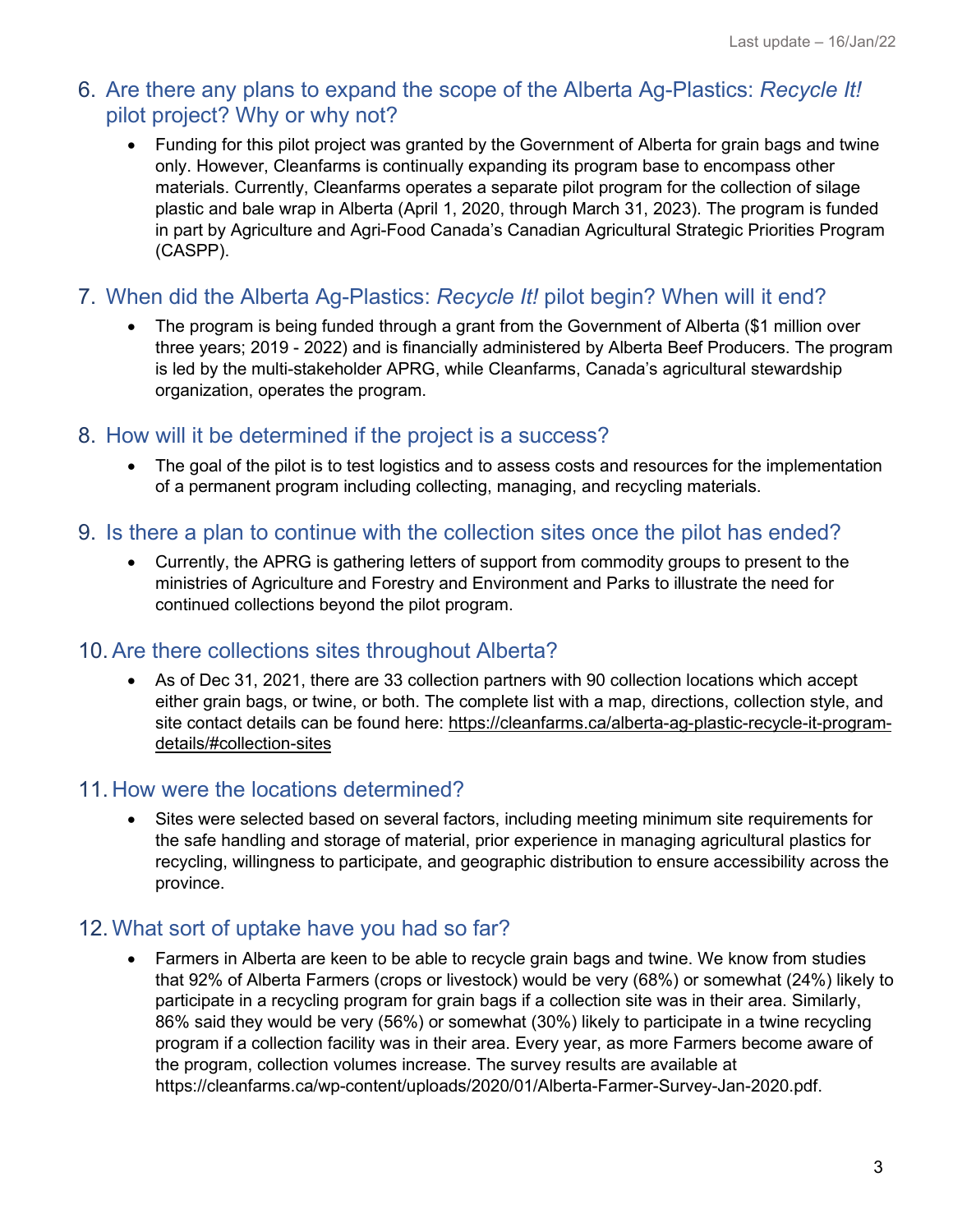## 6. Are there any plans to expand the scope of the Alberta Ag-Plastics: *Recycle It!* pilot project? Why or why not?

- Funding for this pilot project was granted by the Government of Alberta for grain bags and twine only. However, Cleanfarms is continually expanding its program base to encompass other materials. Currently, Cleanfarms operates a separate pilot program for the collection of silage plastic and bale wrap in Alberta (April 1, 2020, through March 31, 2023). The program is funded in part by Agriculture and Agri-Food Canada's Canadian Agricultural Strategic Priorities Program (CASPP).

## 7. When did the Alberta Ag-Plastics: *Recycle It!* pilot begin? When will it end?

- The program is being funded through a grant from the Government of Alberta ($1 million over three years; 2019 - 2022) and is financially administered by Alberta Beef Producers. The program is led by the multi-stakeholder APRG, while Cleanfarms, Canada's agricultural stewardship organization, operates the program.

## 8. How will it be determined if the project is a success?

- The goal of the pilot is to test logistics and to assess costs and resources for the implementation of a permanent program including collecting, managing, and recycling materials.

## 9. Is there a plan to continue with the collection sites once the pilot has ended?

- Currently, the APRG is gathering letters of support from commodity groups to present to the ministries of Agriculture and Forestry and Environment and Parks to illustrate the need for continued collections beyond the pilot program.

## 10. Are there collections sites throughout Alberta?

- As of Dec 31, 2021, there are 33 collection partners with 90 collection locations which accept either grain bags, or twine, or both. The complete list with a map, directions, collection style, and site contact details can be found here: [https://cleanfarms.ca/alberta-ag-plastic-recycle-it-program-details/#collection-sites](https://cleanfarms.ca/alberta-ag-plastic-recycle-it-program-details/#collection-sites)

## 11. How were the locations determined?

- Sites were selected based on several factors, including meeting minimum site requirements for the safe handling and storage of material, prior experience in managing agricultural plastics for recycling, willingness to participate, and geographic distribution to ensure accessibility across the province.

## 12. What sort of uptake have you had so far?

- Farmers in Alberta are keen to be able to recycle grain bags and twine. We know from studies that 92% of Alberta Farmers (crops or livestock) would be very (68%) or somewhat (24%) likely to participate in a recycling program for grain bags if a collection site was in their area. Similarly, 86% said they would be very (56%) or somewhat (30%) likely to participate in a twine recycling program if a collection facility was in their area. Every year, as more Farmers become aware of the program, collection volumes increase. The survey results are available at https://cleanfarms.ca/wp-content/uploads/2020/01/Alberta-Farmer-Survey-Jan-2020.pdf.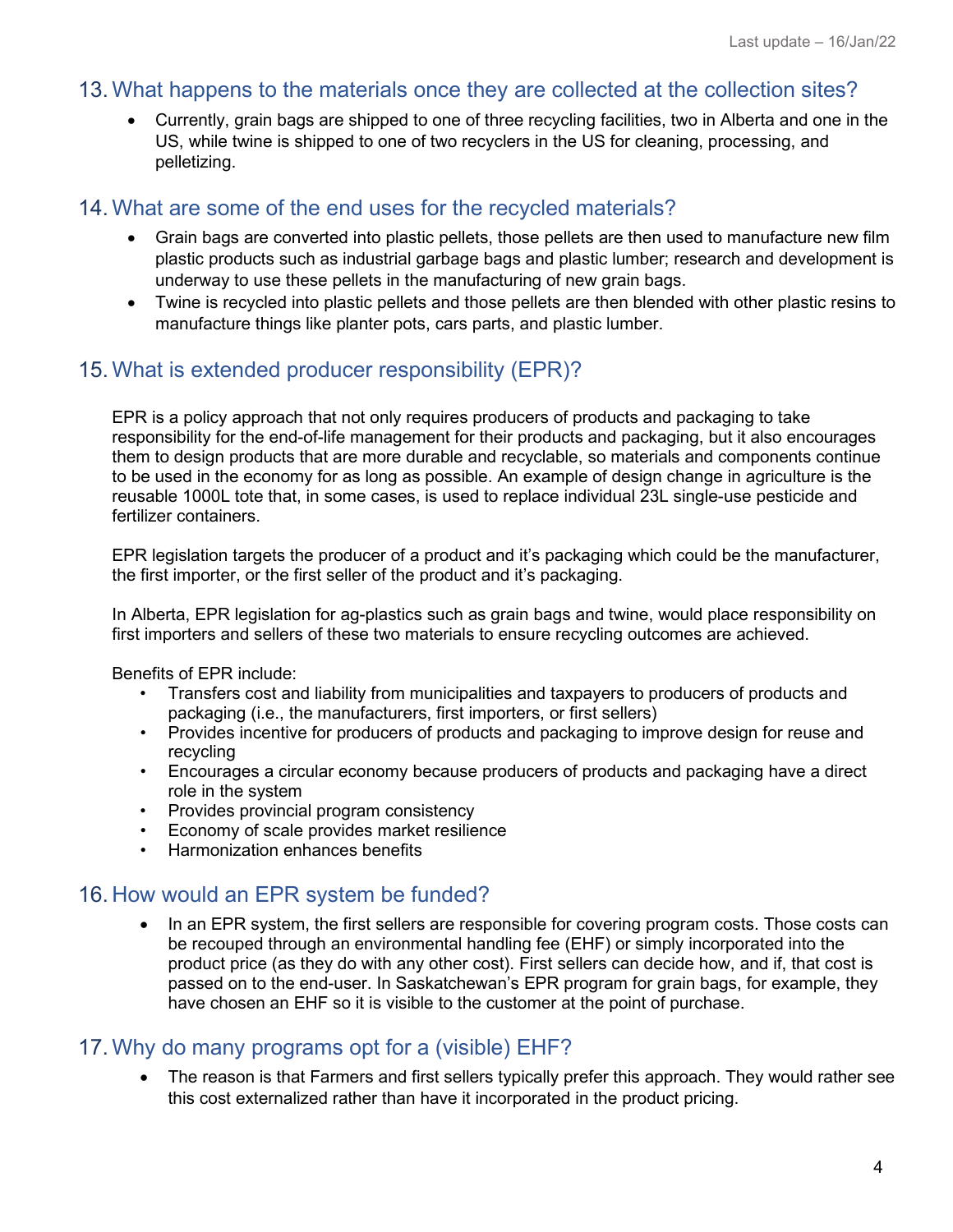## 13. What happens to the materials once they are collected at the collection sites?

- Currently, grain bags are shipped to one of three recycling facilities, two in Alberta and one in the US, while twine is shipped to one of two recyclers in the US for cleaning, processing, and pelletizing.

## 14. What are some of the end uses for the recycled materials?

- Grain bags are converted into plastic pellets, those pellets are then used to manufacture new film plastic products such as industrial garbage bags and plastic lumber; research and development is underway to use these pellets in the manufacturing of new grain bags.
- Twine is recycled into plastic pellets and those pellets are then blended with other plastic resins to manufacture things like planter pots, cars parts, and plastic lumber.

## 15. What is extended producer responsibility (EPR)?

EPR is a policy approach that not only requires producers of products and packaging to take responsibility for the end-of-life management for their products and packaging, but it also encourages them to design products that are more durable and recyclable, so materials and components continue to be used in the economy for as long as possible. An example of design change in agriculture is the reusable 1000L tote that, in some cases, is used to replace individual 23L single-use pesticide and fertilizer containers.

EPR legislation targets the producer of a product and it's packaging which could be the manufacturer, the first importer, or the first seller of the product and it's packaging.

In Alberta, EPR legislation for ag-plastics such as grain bags and twine, would place responsibility on first importers and sellers of these two materials to ensure recycling outcomes are achieved.

Benefits of EPR include:

- Transfers cost and liability from municipalities and taxpayers to producers of products and packaging (i.e., the manufacturers, first importers, or first sellers)
- Provides incentive for producers of products and packaging to improve design for reuse and recycling
- Encourages a circular economy because producers of products and packaging have a direct role in the system
- Provides provincial program consistency
- Economy of scale provides market resilience
- Harmonization enhances benefits

## 16. How would an EPR system be funded?

- In an EPR system, the first sellers are responsible for covering program costs. Those costs can be recouped through an environmental handling fee (EHF) or simply incorporated into the product price (as they do with any other cost). First sellers can decide how, and if, that cost is passed on to the end-user. In Saskatchewan's EPR program for grain bags, for example, they have chosen an EHF so it is visible to the customer at the point of purchase.

## 17. Why do many programs opt for a (visible) EHF?

- The reason is that Farmers and first sellers typically prefer this approach. They would rather see this cost externalized rather than have it incorporated in the product pricing.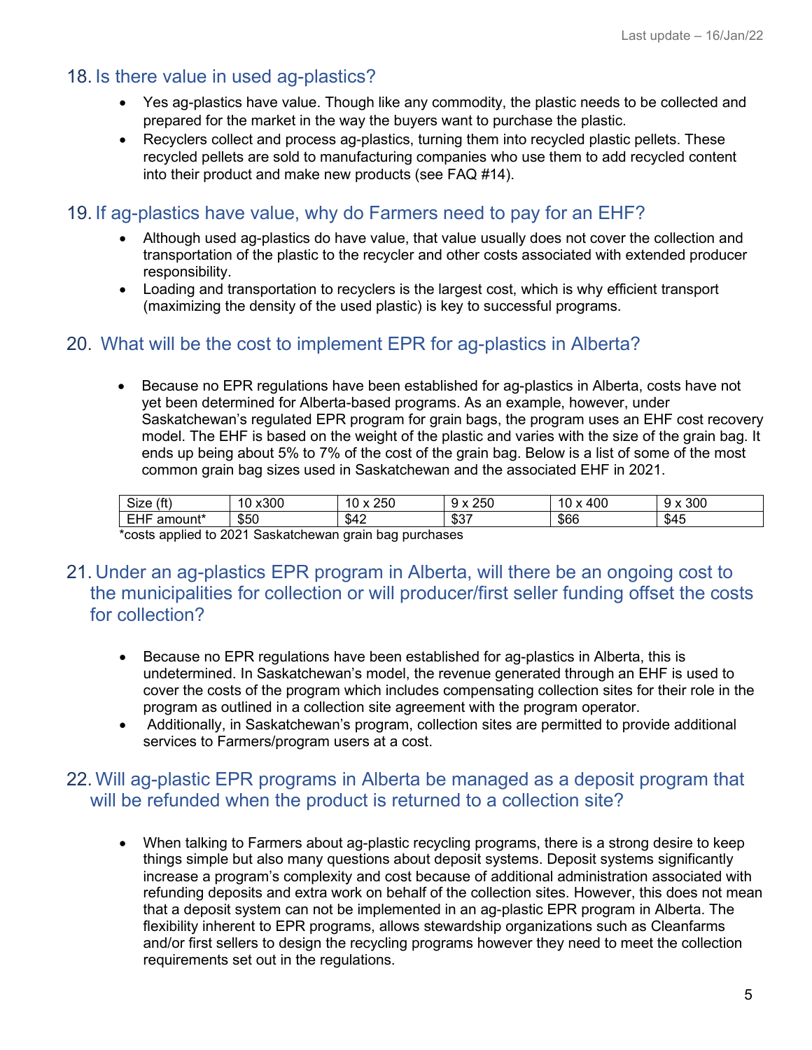## 18. Is there value in used ag-plastics?

- Yes ag-plastics have value. Though like any commodity, the plastic needs to be collected and prepared for the market in the way the buyers want to purchase the plastic.
- Recyclers collect and process ag-plastics, turning them into recycled plastic pellets. These recycled pellets are sold to manufacturing companies who use them to add recycled content into their product and make new products (see FAQ #14).

## 19. If ag-plastics have value, why do Farmers need to pay for an EHF?

- Although used ag-plastics do have value, that value usually does not cover the collection and transportation of the plastic to the recycler and other costs associated with extended producer responsibility.
- Loading and transportation to recyclers is the largest cost, which is why efficient transport (maximizing the density of the used plastic) is key to successful programs.

## 20. What will be the cost to implement EPR for ag-plastics in Alberta?

- Because no EPR regulations have been established for ag-plastics in Alberta, costs have not yet been determined for Alberta-based programs. As an example, however, under Saskatchewan's regulated EPR program for grain bags, the program uses an EHF cost recovery model. The EHF is based on the weight of the plastic and varies with the size of the grain bag. It ends up being about 5% to 7% of the cost of the grain bag. Below is a list of some of the most common grain bag sizes used in Saskatchewan and the associated EHF in 2021.

| Size (ft) | 10 x300 | 10 x 250 | 9 x 250 | 10 x 400 | 9 x 300 |
|---|---|---|---|---|---|
| EHF amount* | $50 | $42 | $37 | $66 | $45 |

*costs applied to 2021 Saskatchewan grain bag purchases

## 21. Under an ag-plastics EPR program in Alberta, will there be an ongoing cost to the municipalities for collection or will producer/first seller funding offset the costs for collection?

- Because no EPR regulations have been established for ag-plastics in Alberta, this is undetermined. In Saskatchewan's model, the revenue generated through an EHF is used to cover the costs of the program which includes compensating collection sites for their role in the program as outlined in a collection site agreement with the program operator.
- Additionally, in Saskatchewan's program, collection sites are permitted to provide additional services to Farmers/program users at a cost.

## 22. Will ag-plastic EPR programs in Alberta be managed as a deposit program that will be refunded when the product is returned to a collection site?

- When talking to Farmers about ag-plastic recycling programs, there is a strong desire to keep things simple but also many questions about deposit systems. Deposit systems significantly increase a program's complexity and cost because of additional administration associated with refunding deposits and extra work on behalf of the collection sites. However, this does not mean that a deposit system can not be implemented in an ag-plastic EPR program in Alberta. The flexibility inherent to EPR programs, allows stewardship organizations such as Cleanfarms and/or first sellers to design the recycling programs however they need to meet the collection requirements set out in the regulations.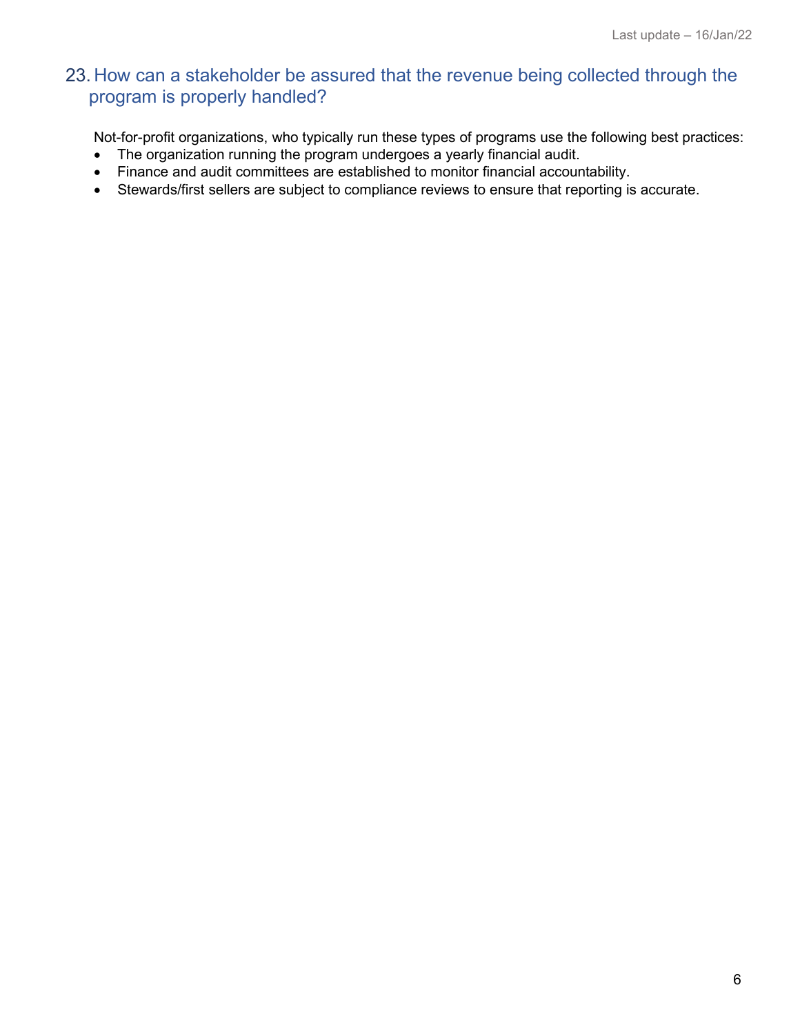## 23. How can a stakeholder be assured that the revenue being collected through the program is properly handled?

Not-for-profit organizations, who typically run these types of programs use the following best practices:

- The organization running the program undergoes a yearly financial audit.
- Finance and audit committees are established to monitor financial accountability.
- Stewards/first sellers are subject to compliance reviews to ensure that reporting is accurate.